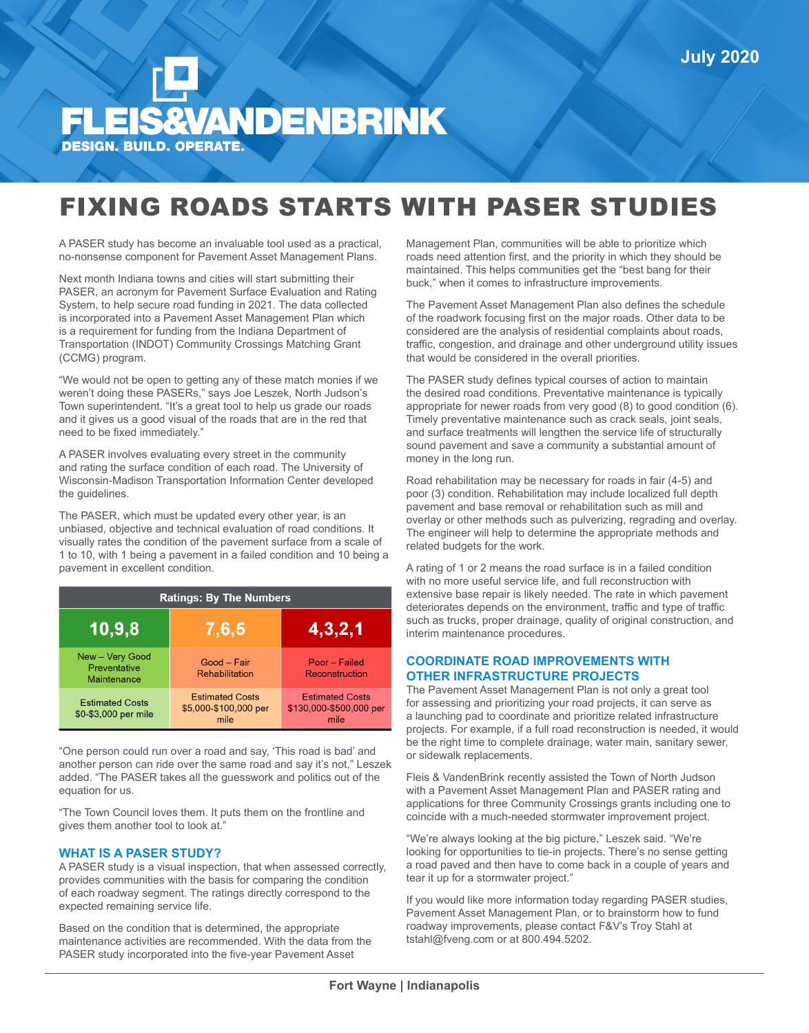July 2020

# FLEIS&VANDENBRINK

DESIGN. BUILD. OPERATE.

# FIXING ROADS STARTS WITH PASER STUDIES

A PASER study has become an invaluable tool used as a practical, no-nonsense component for Pavement Asset Management Plans.

Next month Indiana towns and cities will start submitting their PASER, an acronym for Pavement Surface Evaluation and Rating System, to help secure road funding in 2021. The data collected is incorporated into a Pavement Asset Management Plan which is a requirement for funding from the Indiana Department of Transportation (INDOT) Community Crossings Matching Grant (CCMG) program.

"We would not be open to getting any of these match monies if we weren't doing these PASERs," says Joe Leszek, North Judson's Town superintendent. "It's a great tool to help us grade our roads and it gives us a good visual of the roads that are in the red that need to be fixed immediately."

A PASER involves evaluating every street in the community and rating the surface condition of each road. The University of Wisconsin-Madison Transportation Information Center developed the guidelines.

The PASER, which must be updated every other year, is an unbiased, objective and technical evaluation of road conditions. It visually rates the condition of the pavement surface from a scale of 1 to 10, with 1 being a pavement in a failed condition and 10 being a pavement in excellent condition.

| Ratings: By The Numbers | | |
|---|---|---|
| **10,9,8** | **7,6,5** | **4,3,2,1** |
| New – Very Good Preventative Maintenance | Good – Fair Rehabilitation | Poor – Failed Reconstruction |
| Estimated Costs $0-$3,000 per mile | Estimated Costs $5,000-$100,000 per mile | Estimated Costs $130,000-$500,000 per mile |

"One person could run over a road and say, 'This road is bad' and another person can ride over the same road and say it's not," Leszek added. "The PASER takes all the guesswork and politics out of the equation for us.

"The Town Council loves them. It puts them on the frontline and gives them another tool to look at."

## WHAT IS A PASER STUDY?

A PASER study is a visual inspection, that when assessed correctly, provides communities with the basis for comparing the condition of each roadway segment. The ratings directly correspond to the expected remaining service life.

Based on the condition that is determined, the appropriate maintenance activities are recommended. With the data from the PASER study incorporated into the five-year Pavement Asset Management Plan, communities will be able to prioritize which roads need attention first, and the priority in which they should be maintained. This helps communities get the "best bang for their buck," when it comes to infrastructure improvements.

The Pavement Asset Management Plan also defines the schedule of the roadwork focusing first on the major roads. Other data to be considered are the analysis of residential complaints about roads, traffic, congestion, and drainage and other underground utility issues that would be considered in the overall priorities.

The PASER study defines typical courses of action to maintain the desired road conditions. Preventative maintenance is typically appropriate for newer roads from very good (8) to good condition (6). Timely preventative maintenance such as crack seals, joint seals, and surface treatments will lengthen the service life of structurally sound pavement and save a community a substantial amount of money in the long run.

Road rehabilitation may be necessary for roads in fair (4-5) and poor (3) condition. Rehabilitation may include localized full depth pavement and base removal or rehabilitation such as mill and overlay or other methods such as pulverizing, regrading and overlay. The engineer will help to determine the appropriate methods and related budgets for the work.

A rating of 1 or 2 means the road surface is in a failed condition with no more useful service life, and full reconstruction with extensive base repair is likely needed. The rate in which pavement deteriorates depends on the environment, traffic and type of traffic such as trucks, proper drainage, quality of original construction, and interim maintenance procedures.

## COORDINATE ROAD IMPROVEMENTS WITH OTHER INFRASTRUCTURE PROJECTS

The Pavement Asset Management Plan is not only a great tool for assessing and prioritizing your road projects, it can serve as a launching pad to coordinate and prioritize related infrastructure projects. For example, if a full road reconstruction is needed, it would be the right time to complete drainage, water main, sanitary sewer, or sidewalk replacements.

Fleis & VandenBrink recently assisted the Town of North Judson with a Pavement Asset Management Plan and PASER rating and applications for three Community Crossings grants including one to coincide with a much-needed stormwater improvement project.

"We're always looking at the big picture," Leszek said. "We're looking for opportunities to tie-in projects. There's no sense getting a road paved and then have to come back in a couple of years and tear it up for a stormwater project."

If you would like more information today regarding PASER studies, Pavement Asset Management Plan, or to brainstorm how to fund roadway improvements, please contact F&V's Troy Stahl at tstahl@fveng.com or at 800.494.5202.

Fort Wayne | Indianapolis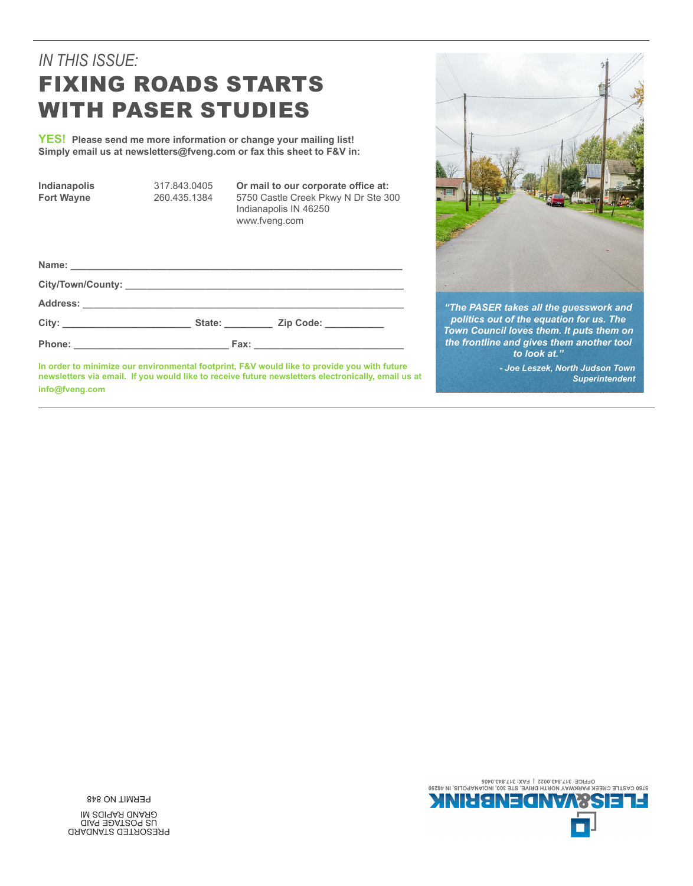*IN THIS ISSUE:*

# FIXING ROADS STARTS WITH PASER STUDIES

**YES! Please send me more information or change your mailing list!**
**Simply email us at newsletters@fveng.com or fax this sheet to F&V in:**

**Indianapolis** 317.843.0405
**Fort Wayne** 260.435.1384

**Or mail to our corporate office at:**
5750 Castle Creek Pkwy N Dr Ste 300
Indianapolis IN 46250
www.fveng.com

**Name:** ________________________________________________

**City/Town/County:** ________________________________________

**Address:** ______________________________________________

**City:** ____________________ **State:** ________ **Zip Code:** __________

**Phone:** _________________________ **Fax:** _______________________

**In order to minimize our environmental footprint, F&V would like to provide you with future newsletters via email. If you would like to receive future newsletters electronically, email us at info@fveng.com**

***"The PASER takes all the guesswork and politics out of the equation for us. The Town Council loves them. It puts them on the frontline and gives them another tool to look at."***

***- Joe Leszek, North Judson Town Superintendent***

PRESORTED STANDARD
US POSTAGE PAID
GRAND RAPIDS MI
PERMIT NO 848

FLEIS & VANDENBRINK
5750 CASTLE CREEK PARKWAY NORTH DRIVE, STE 300, INDIANAPOLIS, IN 46250
OFFICE: 317.843.0022 | FAX: 317.843.0405